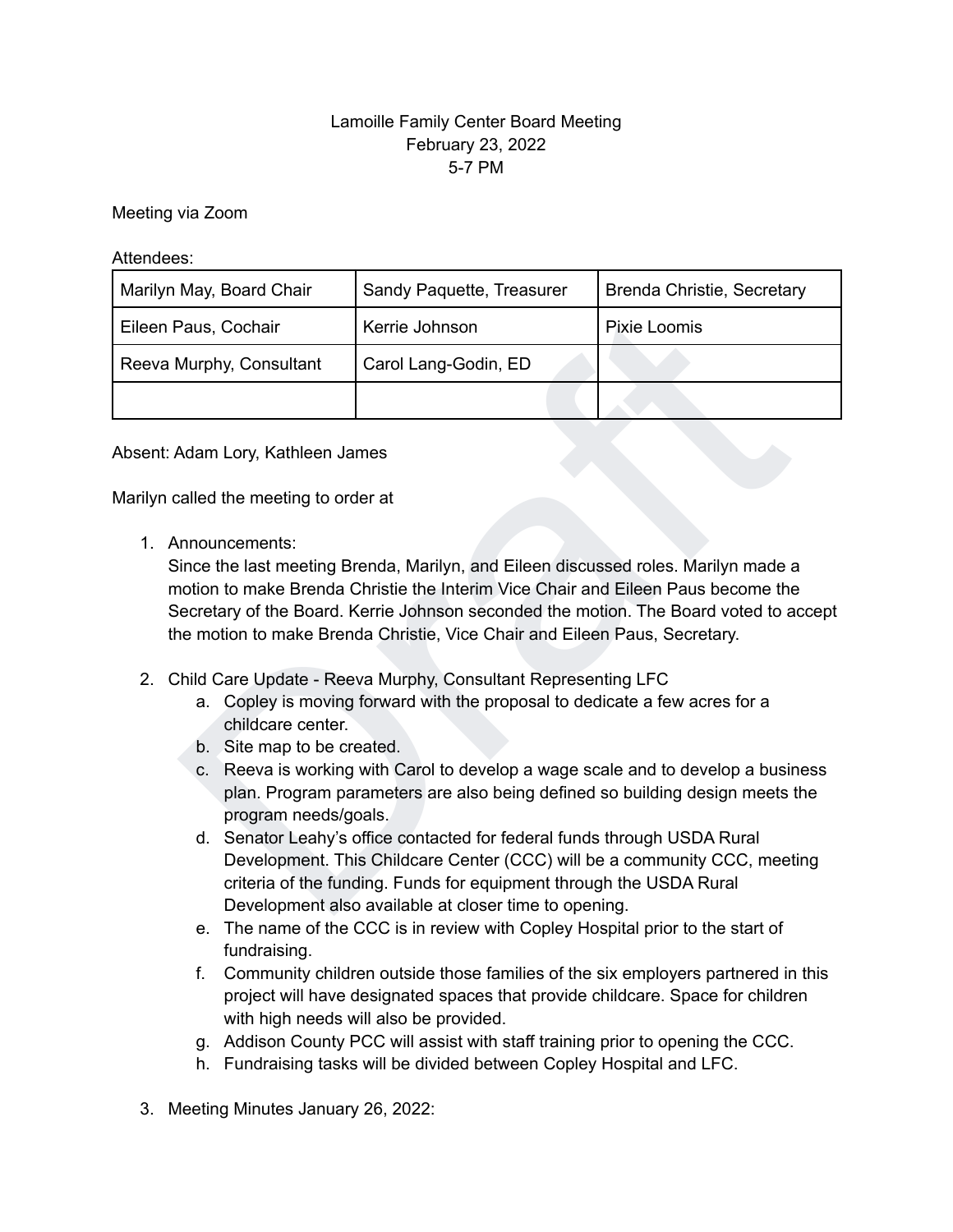Lamoille Family Center Board Meeting
February 23, 2022
5-7 PM

Meeting via Zoom

Attendees:

| | | |
|---|---|---|
| Marilyn May, Board Chair | Sandy Paquette, Treasurer | Brenda Christie, Secretary |
| Eileen Paus, Cochair | Kerrie Johnson | Pixie Loomis |
| Reeva Murphy, Consultant | Carol Lang-Godin, ED | |
| | | |

Absent: Adam Lory, Kathleen James

Marilyn called the meeting to order at

1. Announcements:
   Since the last meeting Brenda, Marilyn, and Eileen discussed roles. Marilyn made a motion to make Brenda Christie the Interim Vice Chair and Eileen Paus become the Secretary of the Board. Kerrie Johnson seconded the motion. The Board voted to accept the motion to make Brenda Christie, Vice Chair and Eileen Paus, Secretary.

2. Child Care Update - Reeva Murphy, Consultant Representing LFC
   a. Copley is moving forward with the proposal to dedicate a few acres for a childcare center.
   b. Site map to be created.
   c. Reeva is working with Carol to develop a wage scale and to develop a business plan. Program parameters are also being defined so building design meets the program needs/goals.
   d. Senator Leahy's office contacted for federal funds through USDA Rural Development. This Childcare Center (CCC) will be a community CCC, meeting criteria of the funding. Funds for equipment through the USDA Rural Development also available at closer time to opening.
   e. The name of the CCC is in review with Copley Hospital prior to the start of fundraising.
   f. Community children outside those families of the six employers partnered in this project will have designated spaces that provide childcare. Space for children with high needs will also be provided.
   g. Addison County PCC will assist with staff training prior to opening the CCC.
   h. Fundraising tasks will be divided between Copley Hospital and LFC.

3. Meeting Minutes January 26, 2022: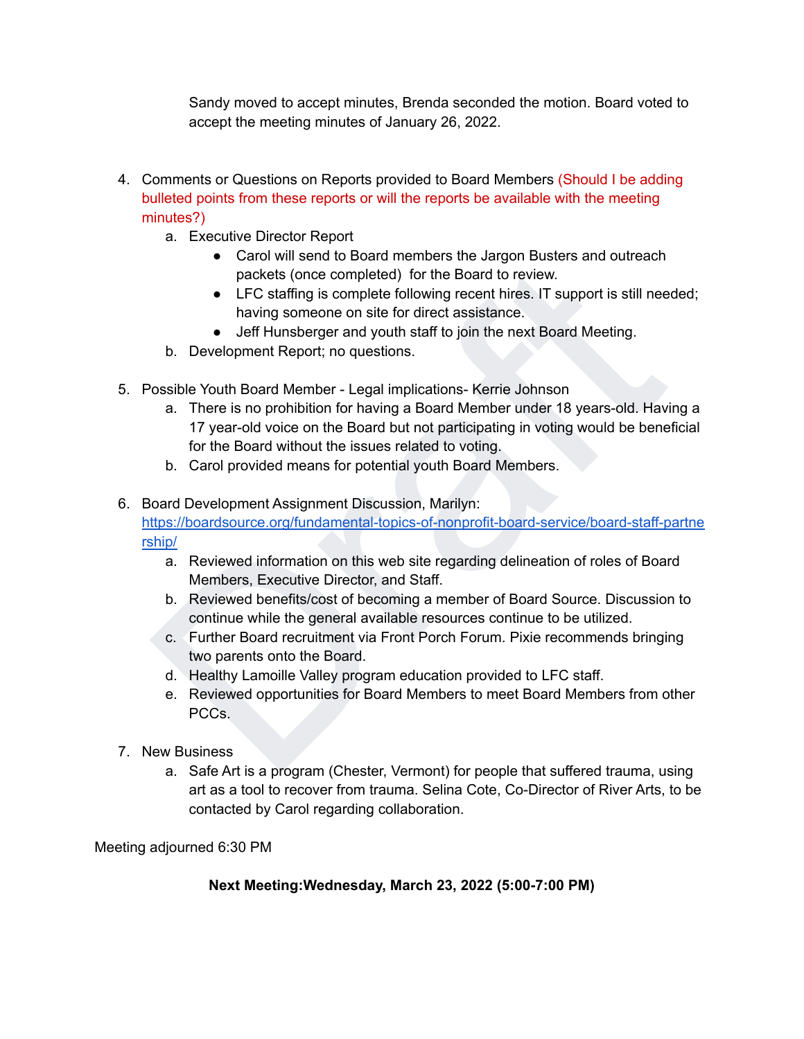Sandy moved to accept minutes, Brenda seconded the motion. Board voted to accept the meeting minutes of January 26, 2022.

4. Comments or Questions on Reports provided to Board Members (Should I be adding bulleted points from these reports or will the reports be available with the meeting minutes?)
   a. Executive Director Report
      - Carol will send to Board members the Jargon Busters and outreach packets (once completed) for the Board to review.
      - LFC staffing is complete following recent hires. IT support is still needed; having someone on site for direct assistance.
      - Jeff Hunsberger and youth staff to join the next Board Meeting.
   b. Development Report; no questions.

5. Possible Youth Board Member - Legal implications- Kerrie Johnson
   a. There is no prohibition for having a Board Member under 18 years-old. Having a 17 year-old voice on the Board but not participating in voting would be beneficial for the Board without the issues related to voting.
   b. Carol provided means for potential youth Board Members.

6. Board Development Assignment Discussion, Marilyn: [https://boardsource.org/fundamental-topics-of-nonprofit-board-service/board-staff-partnership/](https://boardsource.org/fundamental-topics-of-nonprofit-board-service/board-staff-partnership/)
   a. Reviewed information on this web site regarding delineation of roles of Board Members, Executive Director, and Staff.
   b. Reviewed benefits/cost of becoming a member of Board Source. Discussion to continue while the general available resources continue to be utilized.
   c. Further Board recruitment via Front Porch Forum. Pixie recommends bringing two parents onto the Board.
   d. Healthy Lamoille Valley program education provided to LFC staff.
   e. Reviewed opportunities for Board Members to meet Board Members from other PCCs.

7. New Business
   a. Safe Art is a program (Chester, Vermont) for people that suffered trauma, using art as a tool to recover from trauma. Selina Cote, Co-Director of River Arts, to be contacted by Carol regarding collaboration.

Meeting adjourned 6:30 PM

**Next Meeting:Wednesday, March 23, 2022 (5:00-7:00 PM)**